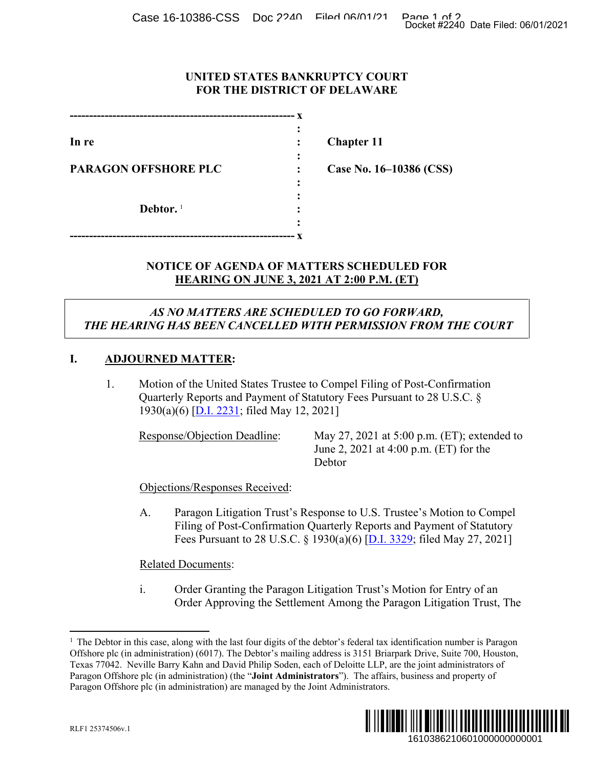# UNITED STATES BANKRUPTCY COURT
# FOR THE DISTRICT OF DELAWARE

| | |
|---|---|
| In re | Chapter 11 |
| PARAGON OFFSHORE PLC | Case No. 16–10386 (CSS) |
| Debtor. [1] | |

## NOTICE OF AGENDA OF MATTERS SCHEDULED FOR HEARING ON JUNE 3, 2021 AT 2:00 P.M. (ET)

***AS NO MATTERS ARE SCHEDULED TO GO FORWARD, THE HEARING HAS BEEN CANCELLED WITH PERMISSION FROM THE COURT***

## I. ADJOURNED MATTER:

1. Motion of the United States Trustee to Compel Filing of Post-Confirmation Quarterly Reports and Payment of Statutory Fees Pursuant to 28 U.S.C. § 1930(a)(6) [D.I. 2231; filed May 12, 2021]

   Response/Objection Deadline: May 27, 2021 at 5:00 p.m. (ET); extended to June 2, 2021 at 4:00 p.m. (ET) for the Debtor

   Objections/Responses Received:

   A. Paragon Litigation Trust's Response to U.S. Trustee's Motion to Compel Filing of Post-Confirmation Quarterly Reports and Payment of Statutory Fees Pursuant to 28 U.S.C. § 1930(a)(6) [D.I. 3329; filed May 27, 2021]

   Related Documents:

   i. Order Granting the Paragon Litigation Trust's Motion for Entry of an Order Approving the Settlement Among the Paragon Litigation Trust, The

---

[1] The Debtor in this case, along with the last four digits of the debtor's federal tax identification number is Paragon Offshore plc (in administration) (6017). The Debtor's mailing address is 3151 Briarpark Drive, Suite 700, Houston, Texas 77042. Neville Barry Kahn and David Philip Soden, each of Deloitte LLP, are the joint administrators of Paragon Offshore plc (in administration) (the "**Joint Administrators**"). The affairs, business and property of Paragon Offshore plc (in administration) are managed by the Joint Administrators.

RLF1 25374506v.1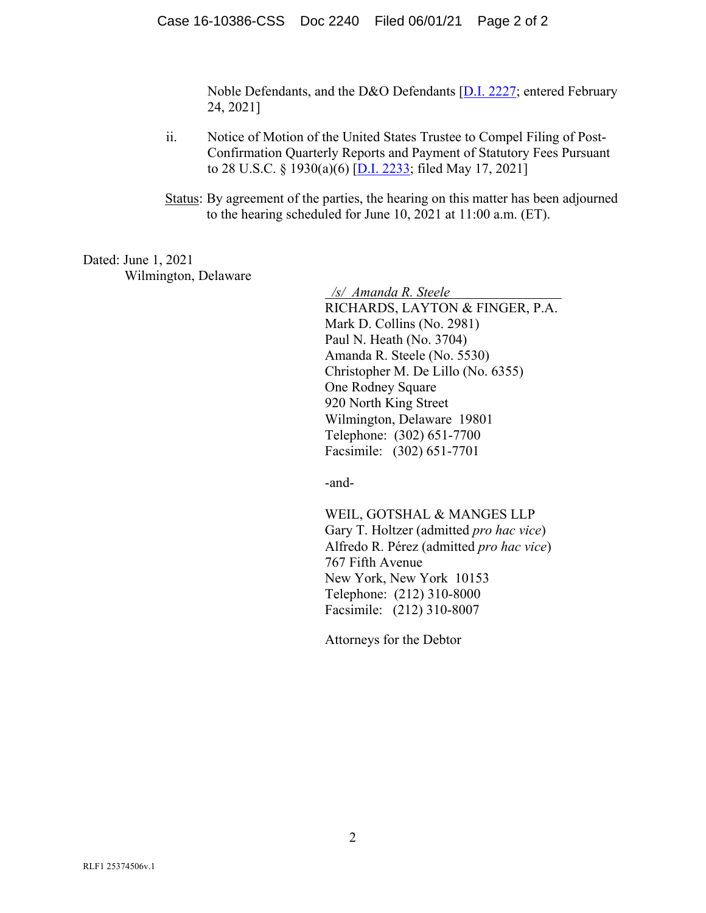Noble Defendants, and the D&O Defendants [D.I. 2227; entered February 24, 2021]

ii. Notice of Motion of the United States Trustee to Compel Filing of Post-Confirmation Quarterly Reports and Payment of Statutory Fees Pursuant to 28 U.S.C. § 1930(a)(6) [D.I. 2233; filed May 17, 2021]

Status: By agreement of the parties, the hearing on this matter has been adjourned to the hearing scheduled for June 10, 2021 at 11:00 a.m. (ET).

Dated: June 1, 2021
Wilmington, Delaware

/s/ *Amanda R. Steele*
RICHARDS, LAYTON & FINGER, P.A.
Mark D. Collins (No. 2981)
Paul N. Heath (No. 3704)
Amanda R. Steele (No. 5530)
Christopher M. De Lillo (No. 6355)
One Rodney Square
920 North King Street
Wilmington, Delaware 19801
Telephone: (302) 651-7700
Facsimile: (302) 651-7701

-and-

WEIL, GOTSHAL & MANGES LLP
Gary T. Holtzer (admitted *pro hac vice*)
Alfredo R. Pérez (admitted *pro hac vice*)
767 Fifth Avenue
New York, New York 10153
Telephone: (212) 310-8000
Facsimile: (212) 310-8007

Attorneys for the Debtor

RLF1 25374506v.1